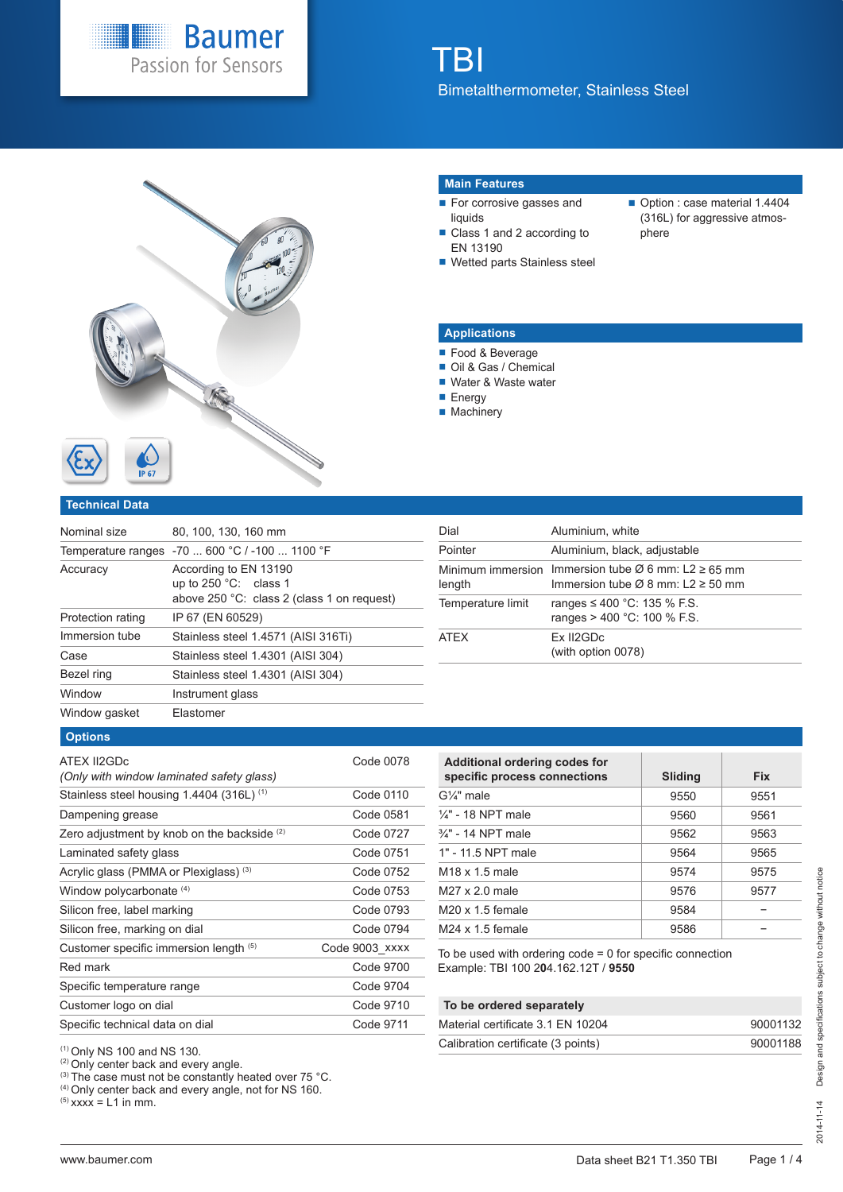Baumer
Passion for Sensors

# TBI

Bimetalthermometer, Stainless Steel

## Main Features

- For corrosive gasses and liquids
- Class 1 and 2 according to EN 13190
- Wetted parts Stainless steel
- Option : case material 1.4404 (316L) for aggressive atmosphere

## Applications

- Food & Beverage
- Oil & Gas / Chemical
- Water & Waste water
- Energy
- Machinery

## Technical Data

| | |
|---|---|
| Nominal size | 80, 100, 130, 160 mm |
| Temperature ranges | -70 ... 600 °C / -100 ... 1100 °F |
| Accuracy | According to EN 13190<br>up to 250 °C: class 1<br>above 250 °C: class 2 (class 1 on request) |
| Protection rating | IP 67 (EN 60529) |
| Immersion tube | Stainless steel 1.4571 (AISI 316Ti) |
| Case | Stainless steel 1.4301 (AISI 304) |
| Bezel ring | Stainless steel 1.4301 (AISI 304) |
| Window | Instrument glass |
| Window gasket | Elastomer |
| Dial | Aluminium, white |
| Pointer | Aluminium, black, adjustable |
| Minimum immersion length | Immersion tube Ø 6 mm: L2 ≥ 65 mm<br>Immersion tube Ø 8 mm: L2 ≥ 50 mm |
| Temperature limit | ranges ≤ 400 °C: 135 % F.S.<br>ranges > 400 °C: 100 % F.S. |
| ATEX | Ex II2GDc<br>(with option 0078) |

## Options

| | |
|---|---|
| ATEX II2GDc<br>*(Only with window laminated safety glass)* | Code 0078 |
| Stainless steel housing 1.4404 (316L) [1] | Code 0110 |
| Dampening grease | Code 0581 |
| Zero adjustment by knob on the backside [2] | Code 0727 |
| Laminated safety glass | Code 0751 |
| Acrylic glass (PMMA or Plexiglass) [3] | Code 0752 |
| Window polycarbonate [4] | Code 0753 |
| Silicon free, label marking | Code 0793 |
| Silicon free, marking on dial | Code 0794 |
| Customer specific immersion length [5] | Code 9003_xxxx |
| Red mark | Code 9700 |
| Specific temperature range | Code 9704 |
| Customer logo on dial | Code 9710 |
| Specific technical data on dial | Code 9711 |

[1] Only NS 100 and NS 130.
[2] Only center back and every angle.
[3] The case must not be constantly heated over 75 °C.
[4] Only center back and every angle, not for NS 160.
[5] xxxx = L1 in mm.

| Additional ordering codes for specific process connections | Sliding | Fix |
|---|---|---|
| G¼" male | 9550 | 9551 |
| ¼" - 18 NPT male | 9560 | 9561 |
| ¾" - 14 NPT male | 9562 | 9563 |
| 1" - 11.5 NPT male | 9564 | 9565 |
| M18 x 1.5 male | 9574 | 9575 |
| M27 x 2.0 male | 9576 | 9577 |
| M20 x 1.5 female | 9584 | – |
| M24 x 1.5 female | 9586 | – |

To be used with ordering code = 0 for specific connection
Example: TBI 100 2**0**4.162.12T / **9550**

| To be ordered separately | |
|---|---|
| Material certificate 3.1 EN 10204 | 90001132 |
| Calibration certificate (3 points) | 90001188 |

2014-11-14 Design and specifications subject to change without notice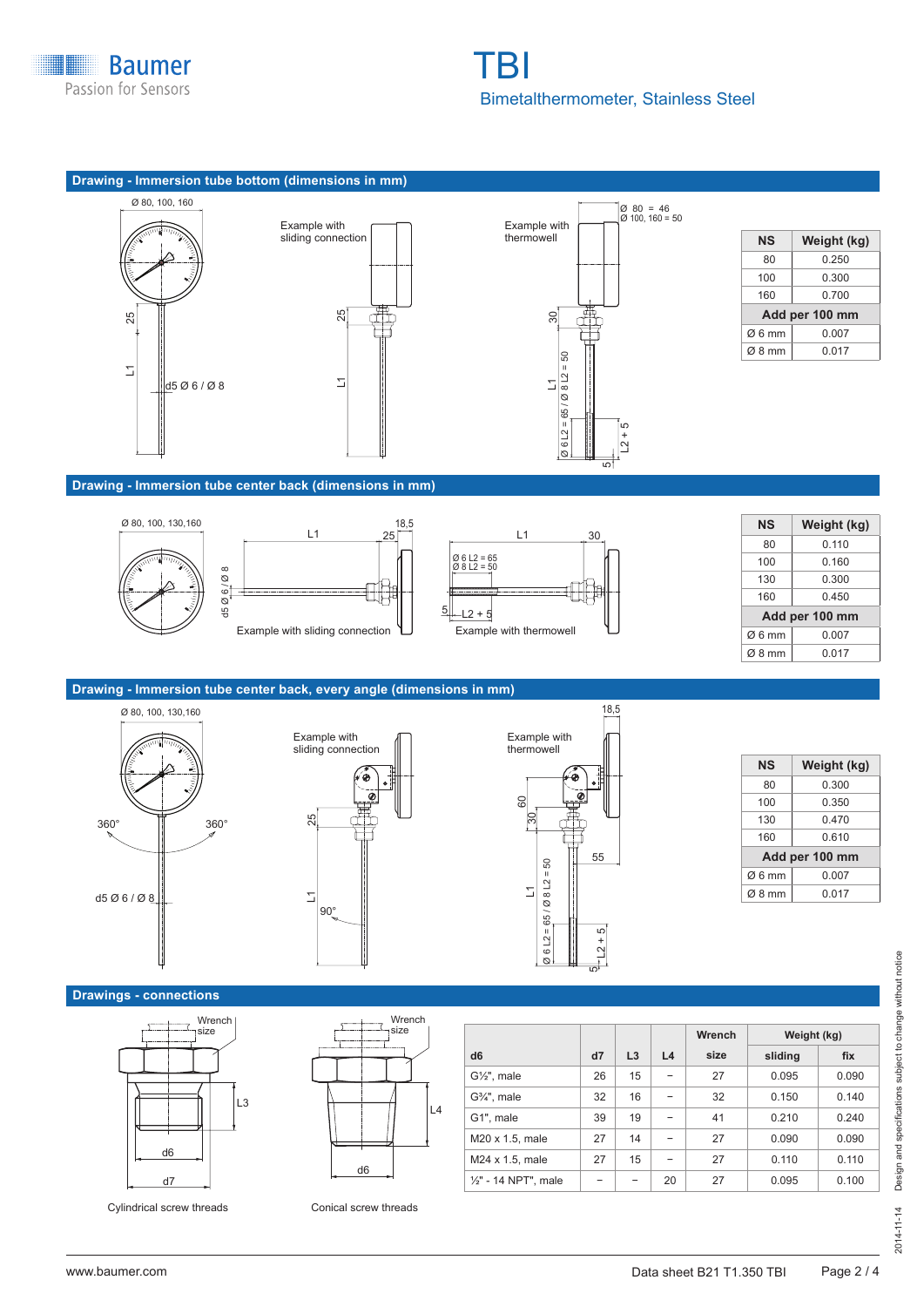## Drawing - Immersion tube bottom (dimensions in mm)

Ø 80, 100, 160

Example with sliding connection

Example with thermowell

Ø 80 = 46
Ø 100, 160 = 50

25

L1

d5 Ø 6 / Ø 8

30

Ø 6 L2 = 65 / Ø 8 L2 = 50

L2 + 5

5

| NS | Weight (kg) |
|---|---|
| 80 | 0.250 |
| 100 | 0.300 |
| 160 | 0.700 |
| **Add per 100 mm** | |
| Ø 6 mm | 0.007 |
| Ø 8 mm | 0.017 |

## Drawing - Immersion tube center back (dimensions in mm)

Ø 80, 100, 130,160

d5 Ø 6 / Ø 8

L1

25

18,5

Example with sliding connection

L1

30

Ø 6 L2 = 65
Ø 8 L2 = 50

5

L2 + 5

Example with thermowell

| NS | Weight (kg) |
|---|---|
| 80 | 0.110 |
| 100 | 0.160 |
| 130 | 0.300 |
| 160 | 0.450 |
| **Add per 100 mm** | |
| Ø 6 mm | 0.007 |
| Ø 8 mm | 0.017 |

## Drawing - Immersion tube center back, every angle (dimensions in mm)

Ø 80, 100, 130,160

360°

360°

d5 Ø 6 / Ø 8

Example with sliding connection

25

L1

90°

18,5

Example with thermowell

60

30

55

Ø 6 L2 = 65 / Ø 8 L2 = 50

L2 + 5

5

| NS | Weight (kg) |
|---|---|
| 80 | 0.300 |
| 100 | 0.350 |
| 130 | 0.470 |
| 160 | 0.610 |
| **Add per 100 mm** | |
| Ø 6 mm | 0.007 |
| Ø 8 mm | 0.017 |

## Drawings - connections

Wrench size

L3

d6

d7

Cylindrical screw threads

Wrench size

L4

d6

Conical screw threads

| d6 | d7 | L3 | L4 | Wrench size | Weight (kg) sliding | Weight (kg) fix |
|---|---|---|---|---|---|---|
| G½", male | 26 | 15 | – | 27 | 0.095 | 0.090 |
| G¾", male | 32 | 16 | – | 32 | 0.150 | 0.140 |
| G1", male | 39 | 19 | – | 41 | 0.210 | 0.240 |
| M20 x 1.5, male | 27 | 14 | – | 27 | 0.090 | 0.090 |
| M24 x 1.5, male | 27 | 15 | – | 27 | 0.110 | 0.110 |
| ½" - 14 NPT", male | – | – | 20 | 27 | 0.095 | 0.100 |

Design and specifications subject to change without notice

2014-11-14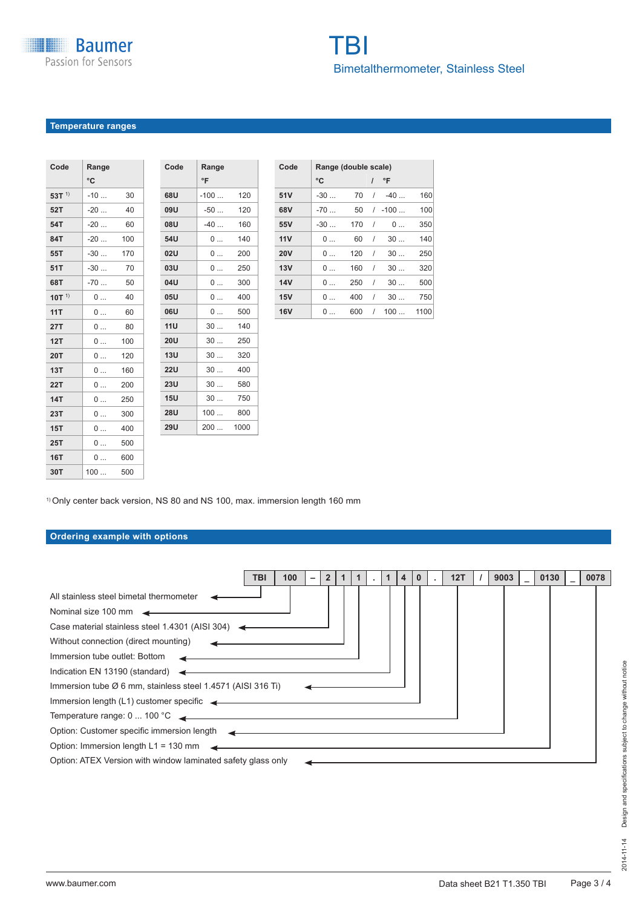# TBI

Bimetalthermometer, Stainless Steel

## Temperature ranges

| Code | Range °C | |
|---|---|---|
| 53T [1] | -10 ... | 30 |
| 52T | -20 ... | 40 |
| 54T | -20 ... | 60 |
| 84T | -20 ... | 100 |
| 55T | -30 ... | 170 |
| 51T | -30 ... | 70 |
| 68T | -70 ... | 50 |
| 10T [1] | 0 ... | 40 |
| 11T | 0 ... | 60 |
| 27T | 0 ... | 80 |
| 12T | 0 ... | 100 |
| 20T | 0 ... | 120 |
| 13T | 0 ... | 160 |
| 22T | 0 ... | 200 |
| 14T | 0 ... | 250 |
| 23T | 0 ... | 300 |
| 15T | 0 ... | 400 |
| 25T | 0 ... | 500 |
| 16T | 0 ... | 600 |
| 30T | 100 ... | 500 |

| Code | Range °F | |
|---|---|---|
| 68U | -100 ... | 120 |
| 09U | -50 ... | 120 |
| 08U | -40 ... | 160 |
| 54U | 0 ... | 140 |
| 02U | 0 ... | 200 |
| 03U | 0 ... | 250 |
| 04U | 0 ... | 300 |
| 05U | 0 ... | 400 |
| 06U | 0 ... | 500 |
| 11U | 30 ... | 140 |
| 20U | 30 ... | 250 |
| 13U | 30 ... | 320 |
| 22U | 30 ... | 400 |
| 23U | 30 ... | 580 |
| 15U | 30 ... | 750 |
| 28U | 100 ... | 800 |
| 29U | 200 ... | 1000 |

| Code | Range (double scale) °C | | / | °F | |
|---|---|---|---|---|---|
| 51V | -30 ... | 70 | / | -40 ... | 160 |
| 68V | -70 ... | 50 | / | -100 ... | 100 |
| 55V | -30 ... | 170 | / | 0 ... | 350 |
| 11V | 0 ... | 60 | / | 30 ... | 140 |
| 20V | 0 ... | 120 | / | 30 ... | 250 |
| 13V | 0 ... | 160 | / | 30 ... | 320 |
| 14V | 0 ... | 250 | / | 30 ... | 500 |
| 15V | 0 ... | 400 | / | 30 ... | 750 |
| 16V | 0 ... | 600 | / | 100 ... | 1100 |

[1] Only center back version, NS 80 and NS 100, max. immersion length 160 mm

## Ordering example with options

| TBI | 100 | – | 2 | 1 | 1 | . | 1 | 4 | 0 | . | 12T | / | 9003 | _ | 0130 | _ | 0078 |
|---|---|---|---|---|---|---|---|---|---|---|---|---|---|---|---|---|---|

- TBI: All stainless steel bimetal thermometer
- 100: Nominal size 100 mm
- 2: Case material stainless steel 1.4301 (AISI 304)
- 1: Without connection (direct mounting)
- 1: Immersion tube outlet: Bottom
- 1: Indication EN 13190 (standard)
- 4: Immersion tube Ø 6 mm, stainless steel 1.4571 (AISI 316 Ti)
- 0: Immersion length (L1) customer specific
- 12T: Temperature range: 0 ... 100 °C
- 9003: Option: Customer specific immersion length
- 0130: Option: Immersion length L1 = 130 mm
- 0078: Option: ATEX Version with window laminated safety glass only

www.baumer.com — Data sheet B21 T1.350 TBI — 2014-11-14 — Design and specifications subject to change without notice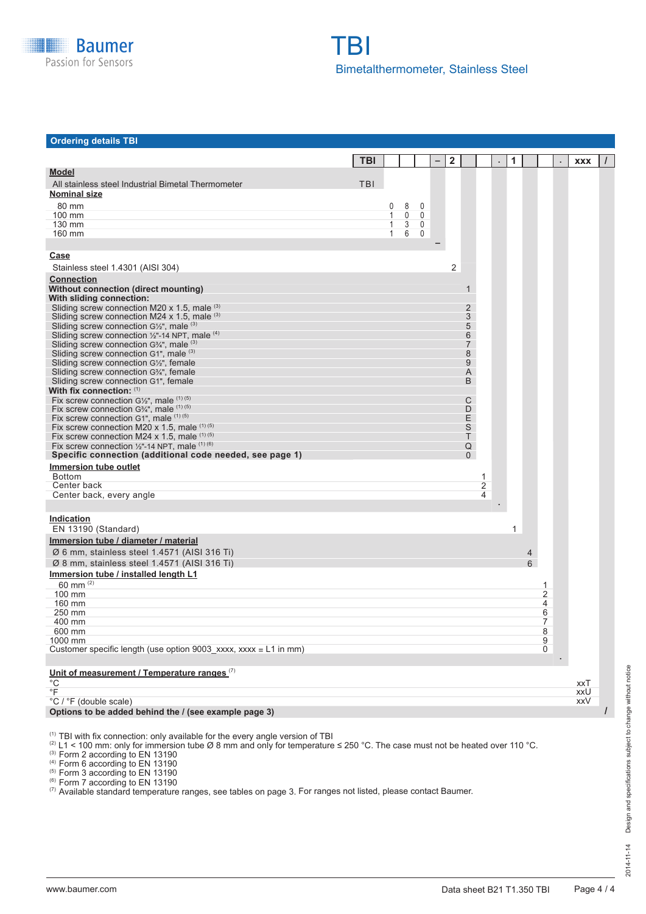# TBI

Bimetalthermometer, Stainless Steel

## Ordering details TBI

| | | | | | | | | | | | | | | |
|---|---|---|---|---|---|---|---|---|---|---|---|---|---|---|
| | TBI | | | | – | 2 | | | . | 1 | | | . | xxx | / |

**Model**

| | |
|---|---|
| All stainless steel Industrial Bimetal Thermometer | TBI |

**Nominal size**

| | |
|---|---|
| 80 mm | 0 8 0 |
| 100 mm | 1 0 0 |
| 130 mm | 1 3 0 |
| 160 mm | 1 6 0 |
| | – |

**Case**

| | |
|---|---|
| Stainless steel 1.4301 (AISI 304) | 2 |

**Connection**

| | |
|---|---|
| **Without connection (direct mounting)** | 1 |
| **With sliding connection:** | |
| Sliding screw connection M20 x 1.5, male [3] | 2 |
| Sliding screw connection M24 x 1.5, male [3] | 3 |
| Sliding screw connection G½", male [3] | 5 |
| Sliding screw connection ½"-14 NPT, male [4] | 6 |
| Sliding screw connection G¾", male [3] | 7 |
| Sliding screw connection G1", male [3] | 8 |
| Sliding screw connection G½", female | 9 |
| Sliding screw connection G¾", female | A |
| Sliding screw connection G1", female | B |
| **With fix connection:** [1] | |
| Fix screw connection G½", male [1] [5] | C |
| Fix screw connection G¾", male [1] [5] | D |
| Fix screw connection G1", male [1] [5] | E |
| Fix screw connection M20 x 1.5, male [1] [5] | S |
| Fix screw connection M24 x 1.5, male [1] [5] | T |
| Fix screw connection ½"-14 NPT, male [1] [6] | Q |
| **Specific connection (additional code needed, see page 1)** | 0 |

**Immersion tube outlet**

| | |
|---|---|
| Bottom | 1 |
| Center back | 2 |
| Center back, every angle | 4 |
| | . |

**Indication**

| | |
|---|---|
| EN 13190 (Standard) | 1 |

**Immersion tube / diameter / material**

| | |
|---|---|
| Ø 6 mm, stainless steel 1.4571 (AISI 316 Ti) | 4 |
| Ø 8 mm, stainless steel 1.4571 (AISI 316 Ti) | 6 |

**Immersion tube / installed length L1**

| | |
|---|---|
| 60 mm [2] | 1 |
| 100 mm | 2 |
| 160 mm | 4 |
| 250 mm | 6 |
| 400 mm | 7 |
| 600 mm | 8 |
| 1000 mm | 9 |
| Customer specific length (use option 9003_xxxx, xxxx = L1 in mm) | 0 |
| | . |

**Unit of measurement / Temperature ranges** [7]

| | |
|---|---|
| °C | xxT |
| °F | xxU |
| °C / °F (double scale) | xxV |
| **Options to be added behind the / (see example page 3)** | / |

[1] TBI with fix connection: only available for the every angle version of TBI
[2] L1 < 100 mm: only for immersion tube Ø 8 mm and only for temperature ≤ 250 °C. The case must not be heated over 110 °C.
[3] Form 2 according to EN 13190
[4] Form 6 according to EN 13190
[5] Form 3 according to EN 13190
[6] Form 7 according to EN 13190
[7] Available standard temperature ranges, see tables on page 3. For ranges not listed, please contact Baumer.

2014-11-14 Design and specifications subject to change without notice